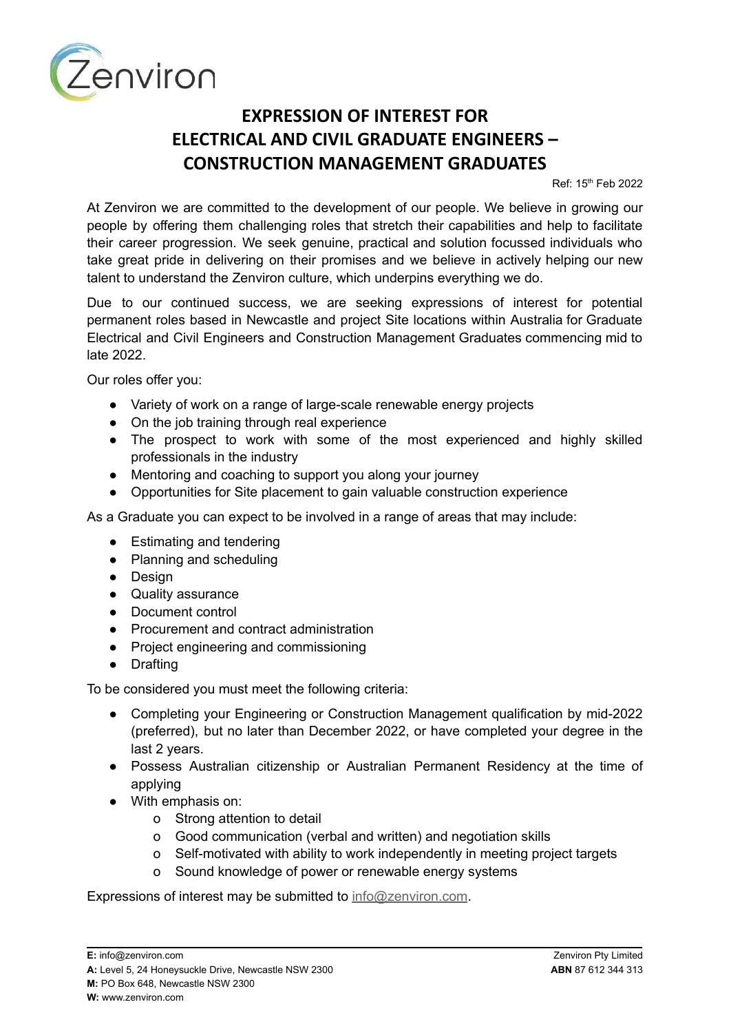Zenviron

# EXPRESSION OF INTEREST FOR ELECTRICAL AND CIVIL GRADUATE ENGINEERS – CONSTRUCTION MANAGEMENT GRADUATES

Ref: 15th Feb 2022

At Zenviron we are committed to the development of our people. We believe in growing our people by offering them challenging roles that stretch their capabilities and help to facilitate their career progression. We seek genuine, practical and solution focussed individuals who take great pride in delivering on their promises and we believe in actively helping our new talent to understand the Zenviron culture, which underpins everything we do.

Due to our continued success, we are seeking expressions of interest for potential permanent roles based in Newcastle and project Site locations within Australia for Graduate Electrical and Civil Engineers and Construction Management Graduates commencing mid to late 2022.

Our roles offer you:

- Variety of work on a range of large-scale renewable energy projects
- On the job training through real experience
- The prospect to work with some of the most experienced and highly skilled professionals in the industry
- Mentoring and coaching to support you along your journey
- Opportunities for Site placement to gain valuable construction experience

As a Graduate you can expect to be involved in a range of areas that may include:

- Estimating and tendering
- Planning and scheduling
- Design
- Quality assurance
- Document control
- Procurement and contract administration
- Project engineering and commissioning
- Drafting

To be considered you must meet the following criteria:

- Completing your Engineering or Construction Management qualification by mid-2022 (preferred), but no later than December 2022, or have completed your degree in the last 2 years.
- Possess Australian citizenship or Australian Permanent Residency at the time of applying
- With emphasis on:
  - Strong attention to detail
  - Good communication (verbal and written) and negotiation skills
  - Self-motivated with ability to work independently in meeting project targets
  - Sound knowledge of power or renewable energy systems

Expressions of interest may be submitted to info@zenviron.com.

**E:** info@zenviron.com
**A:** Level 5, 24 Honeysuckle Drive, Newcastle NSW 2300
**M:** PO Box 648, Newcastle NSW 2300
**W:** www.zenviron.com

Zenviron Pty Limited
**ABN** 87 612 344 313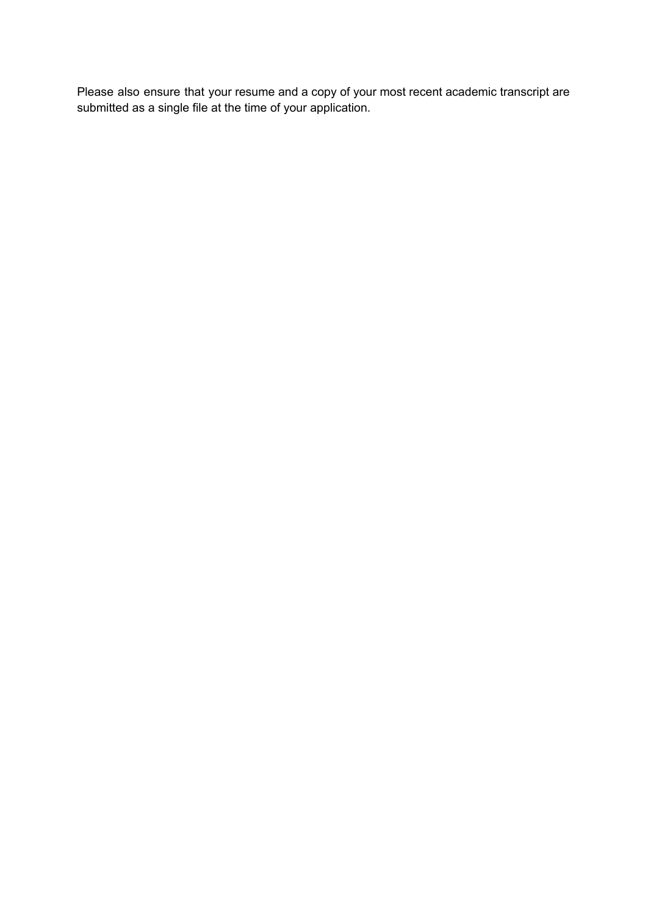Please also ensure that your resume and a copy of your most recent academic transcript are submitted as a single file at the time of your application.